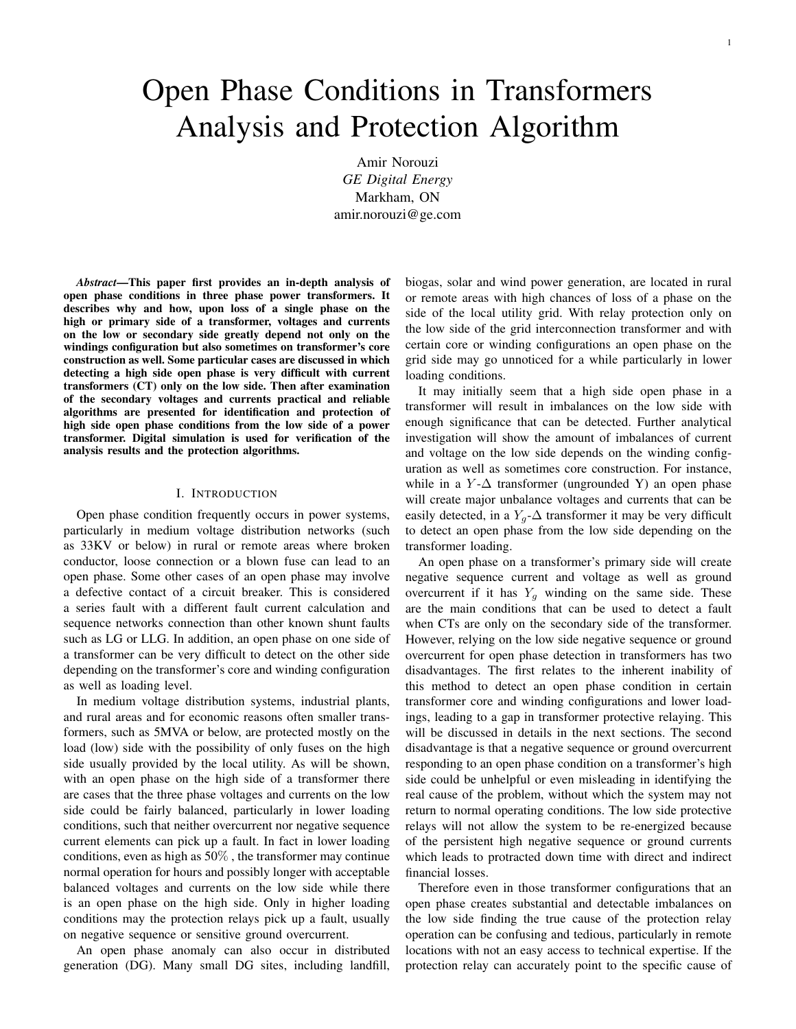# Open Phase Conditions in Transformers Analysis and Protection Algorithm

Amir Norouzi
*GE Digital Energy*
Markham, ON
amir.norouzi@ge.com

***Abstract*—This paper first provides an in-depth analysis of open phase conditions in three phase power transformers. It describes why and how, upon loss of a single phase on the high or primary side of a transformer, voltages and currents on the low or secondary side greatly depend not only on the windings configuration but also sometimes on transformer's core construction as well. Some particular cases are discussed in which detecting a high side open phase is very difficult with current transformers (CT) only on the low side. Then after examination of the secondary voltages and currents practical and reliable algorithms are presented for identification and protection of high side open phase conditions from the low side of a power transformer. Digital simulation is used for verification of the analysis results and the protection algorithms.**

## I. Introduction

Open phase condition frequently occurs in power systems, particularly in medium voltage distribution networks (such as 33KV or below) in rural or remote areas where broken conductor, loose connection or a blown fuse can lead to an open phase. Some other cases of an open phase may involve a defective contact of a circuit breaker. This is considered a series fault with a different fault current calculation and sequence networks connection than other known shunt faults such as LG or LLG. In addition, an open phase on one side of a transformer can be very difficult to detect on the other side depending on the transformer's core and winding configuration as well as loading level.

In medium voltage distribution systems, industrial plants, and rural areas and for economic reasons often smaller transformers, such as 5MVA or below, are protected mostly on the load (low) side with the possibility of only fuses on the high side usually provided by the local utility. As will be shown, with an open phase on the high side of a transformer there are cases that the three phase voltages and currents on the low side could be fairly balanced, particularly in lower loading conditions, such that neither overcurrent nor negative sequence current elements can pick up a fault. In fact in lower loading conditions, even as high as 50% , the transformer may continue normal operation for hours and possibly longer with acceptable balanced voltages and currents on the low side while there is an open phase on the high side. Only in higher loading conditions may the protection relays pick up a fault, usually on negative sequence or sensitive ground overcurrent.

An open phase anomaly can also occur in distributed generation (DG). Many small DG sites, including landfill, biogas, solar and wind power generation, are located in rural or remote areas with high chances of loss of a phase on the side of the local utility grid. With relay protection only on the low side of the grid interconnection transformer and with certain core or winding configurations an open phase on the grid side may go unnoticed for a while particularly in lower loading conditions.

It may initially seem that a high side open phase in a transformer will result in imbalances on the low side with enough significance that can be detected. Further analytical investigation will show the amount of imbalances of current and voltage on the low side depends on the winding configuration as well as sometimes core construction. For instance, while in a $Y$-$\Delta$ transformer (ungrounded Y) an open phase will create major unbalance voltages and currents that can be easily detected, in a $Y_g$-$\Delta$ transformer it may be very difficult to detect an open phase from the low side depending on the transformer loading.

An open phase on a transformer's primary side will create negative sequence current and voltage as well as ground overcurrent if it has $Y_g$ winding on the same side. These are the main conditions that can be used to detect a fault when CTs are only on the secondary side of the transformer. However, relying on the low side negative sequence or ground overcurrent for open phase detection in transformers has two disadvantages. The first relates to the inherent inability of this method to detect an open phase condition in certain transformer core and winding configurations and lower loadings, leading to a gap in transformer protective relaying. This will be discussed in details in the next sections. The second disadvantage is that a negative sequence or ground overcurrent responding to an open phase condition on a transformer's high side could be unhelpful or even misleading in identifying the real cause of the problem, without which the system may not return to normal operating conditions. The low side protective relays will not allow the system to be re-energized because of the persistent high negative sequence or ground currents which leads to protracted down time with direct and indirect financial losses.

Therefore even in those transformer configurations that an open phase creates substantial and detectable imbalances on the low side finding the true cause of the protection relay operation can be confusing and tedious, particularly in remote locations with not an easy access to technical expertise. If the protection relay can accurately point to the specific cause of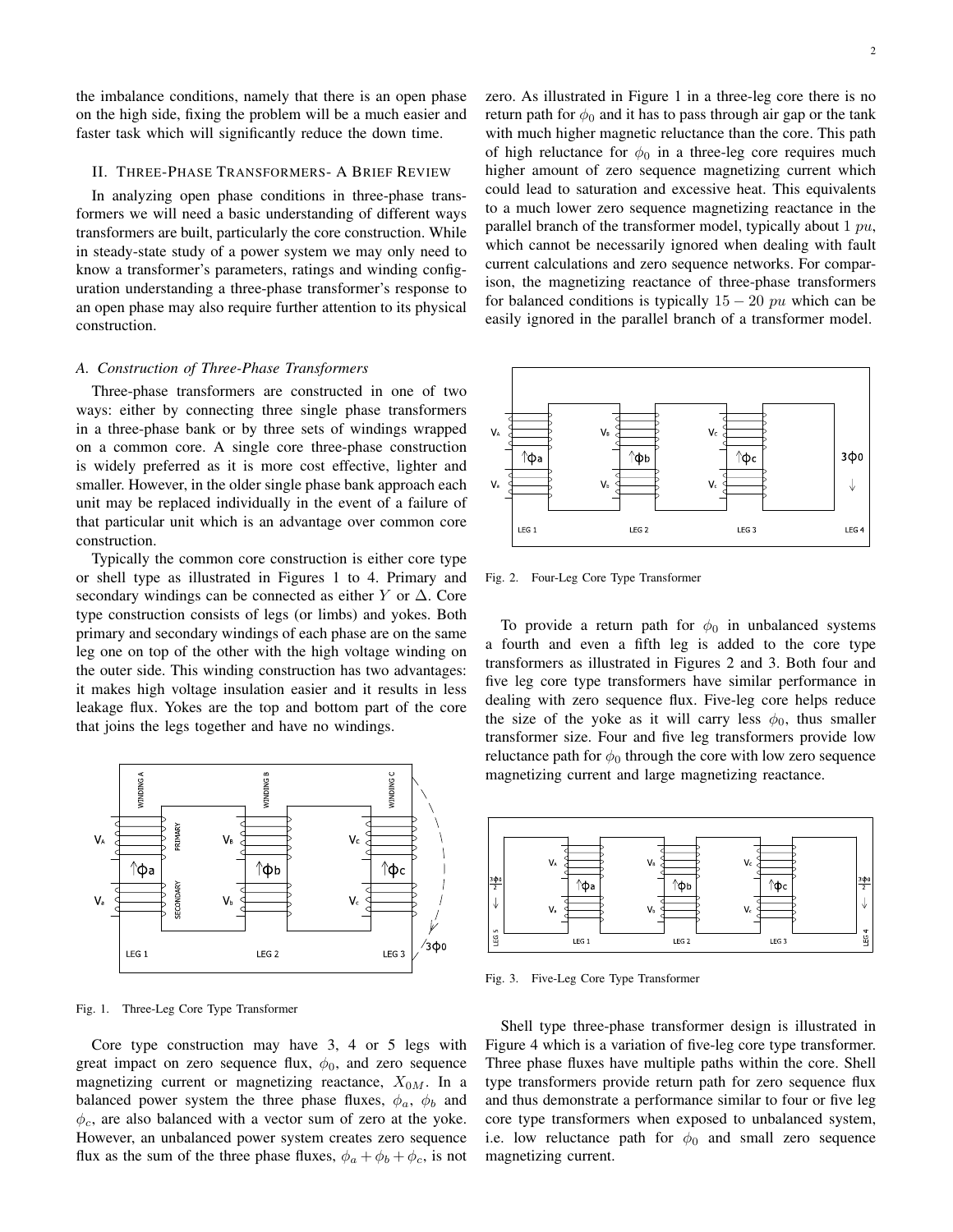the imbalance conditions, namely that there is an open phase on the high side, fixing the problem will be a much easier and faster task which will significantly reduce the down time.

## II. Three-Phase Transformers- A Brief Review

In analyzing open phase conditions in three-phase transformers we will need a basic understanding of different ways transformers are built, particularly the core construction. While in steady-state study of a power system we may only need to know a transformer's parameters, ratings and winding configuration understanding a three-phase transformer's response to an open phase may also require further attention to its physical construction.

### A. Construction of Three-Phase Transformers

Three-phase transformers are constructed in one of two ways: either by connecting three single phase transformers in a three-phase bank or by three sets of windings wrapped on a common core. A single core three-phase construction is widely preferred as it is more cost effective, lighter and smaller. However, in the older single phase bank approach each unit may be replaced individually in the event of a failure of that particular unit which is an advantage over common core construction.

Typically the common core construction is either core type or shell type as illustrated in Figures 1 to 4. Primary and secondary windings can be connected as either $Y$ or $\Delta$. Core type construction consists of legs (or limbs) and yokes. Both primary and secondary windings of each phase are on the same leg one on top of the other with the high voltage winding on the outer side. This winding construction has two advantages: it makes high voltage insulation easier and it results in less leakage flux. Yokes are the top and bottom part of the core that joins the legs together and have no windings.

Fig. 1. Three-Leg Core Type Transformer

Core type construction may have 3, 4 or 5 legs with great impact on zero sequence flux, $\phi_0$, and zero sequence magnetizing current or magnetizing reactance, $X_{0M}$. In a balanced power system the three phase fluxes, $\phi_a$, $\phi_b$ and $\phi_c$, are also balanced with a vector sum of zero at the yoke. However, an unbalanced power system creates zero sequence flux as the sum of the three phase fluxes, $\phi_a + \phi_b + \phi_c$, is not zero. As illustrated in Figure 1 in a three-leg core there is no return path for $\phi_0$ and it has to pass through air gap or the tank with much higher magnetic reluctance than the core. This path of high reluctance for $\phi_0$ in a three-leg core requires much higher amount of zero sequence magnetizing current which could lead to saturation and excessive heat. This equivalents to a much lower zero sequence magnetizing reactance in the parallel branch of the transformer model, typically about $1\ pu$, which cannot be necessarily ignored when dealing with fault current calculations and zero sequence networks. For comparison, the magnetizing reactance of three-phase transformers for balanced conditions is typically $15-20\ pu$ which can be easily ignored in the parallel branch of a transformer model.

Fig. 2. Four-Leg Core Type Transformer

To provide a return path for $\phi_0$ in unbalanced systems a fourth and even a fifth leg is added to the core type transformers as illustrated in Figures 2 and 3. Both four and five leg core type transformers have similar performance in dealing with zero sequence flux. Five-leg core helps reduce the size of the yoke as it will carry less $\phi_0$, thus smaller transformer size. Four and five leg transformers provide low reluctance path for $\phi_0$ through the core with low zero sequence magnetizing current and large magnetizing reactance.

Fig. 3. Five-Leg Core Type Transformer

Shell type three-phase transformer design is illustrated in Figure 4 which is a variation of five-leg core type transformer. Three phase fluxes have multiple paths within the core. Shell type transformers provide return path for zero sequence flux and thus demonstrate a performance similar to four or five leg core type transformers when exposed to unbalanced system, i.e. low reluctance path for $\phi_0$ and small zero sequence magnetizing current.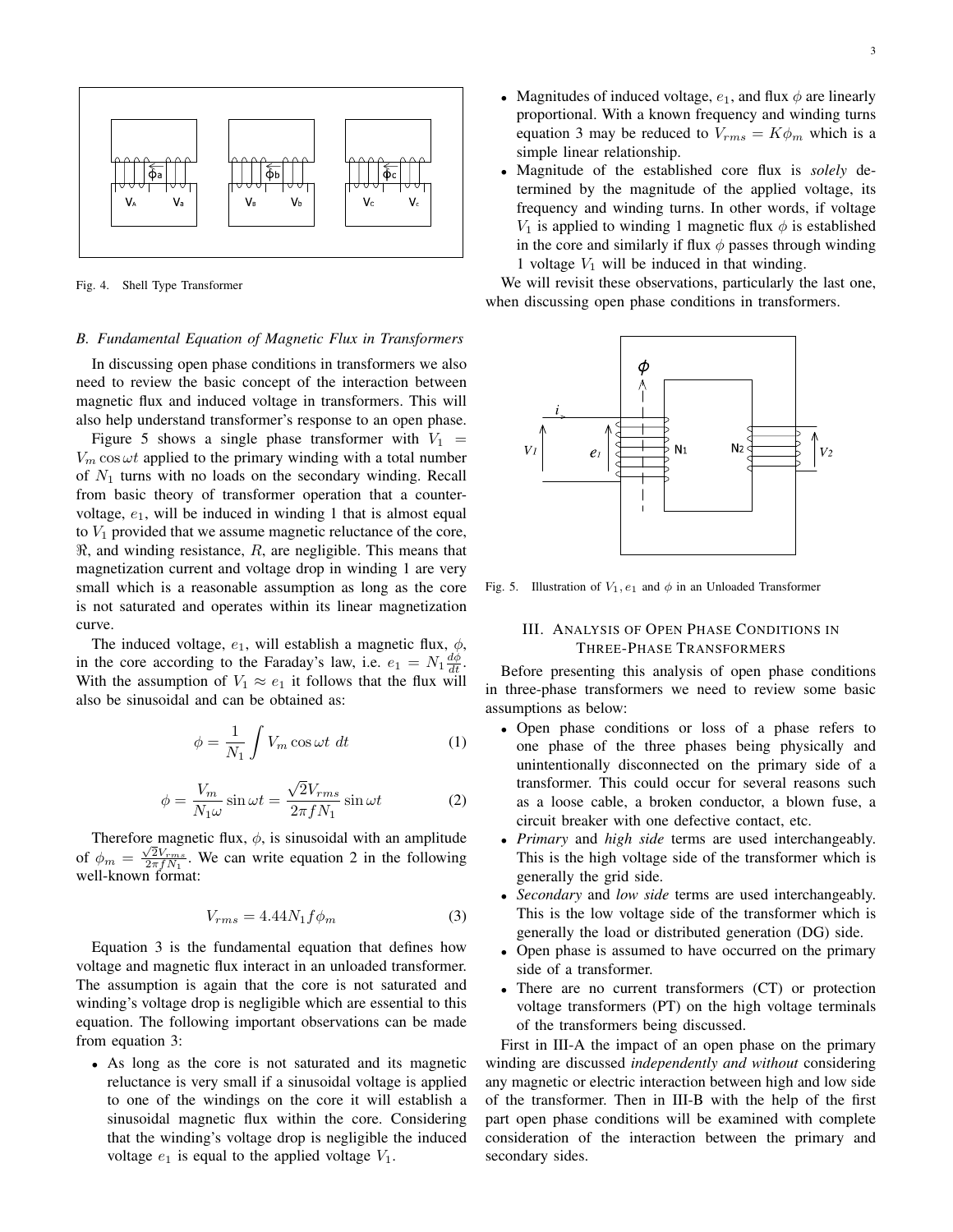Fig. 4. Shell Type Transformer

### B. Fundamental Equation of Magnetic Flux in Transformers

In discussing open phase conditions in transformers we also need to review the basic concept of the interaction between magnetic flux and induced voltage in transformers. This will also help understand transformer's response to an open phase.

Figure 5 shows a single phase transformer with $V_1 = V_m \cos \omega t$ applied to the primary winding with a total number of $N_1$ turns with no loads on the secondary winding. Recall from basic theory of transformer operation that a counter-voltage, $e_1$, will be induced in winding 1 that is almost equal to $V_1$ provided that we assume magnetic reluctance of the core, $\Re$, and winding resistance, $R$, are negligible. This means that magnetization current and voltage drop in winding 1 are very small which is a reasonable assumption as long as the core is not saturated and operates within its linear magnetization curve.

The induced voltage, $e_1$, will establish a magnetic flux, $\phi$, in the core according to the Faraday's law, i.e. $e_1 = N_1 \frac{d\phi}{dt}$. With the assumption of $V_1 \approx e_1$ it follows that the flux will also be sinusoidal and can be obtained as:

$$\phi = \frac{1}{N_1} \int V_m \cos \omega t \; dt \tag{1}$$

$$\phi = \frac{V_m}{N_1 \omega} \sin \omega t = \frac{\sqrt{2} V_{rms}}{2\pi f N_1} \sin \omega t \tag{2}$$

Therefore magnetic flux, $\phi$, is sinusoidal with an amplitude of $\phi_m = \frac{\sqrt{2} V_{rms}}{2\pi f N_1}$. We can write equation 2 in the following well-known format:

$$V_{rms} = 4.44 N_1 f \phi_m \tag{3}$$

Equation 3 is the fundamental equation that defines how voltage and magnetic flux interact in an unloaded transformer. The assumption is again that the core is not saturated and winding's voltage drop is negligible which are essential to this equation. The following important observations can be made from equation 3:

- As long as the core is not saturated and its magnetic reluctance is very small if a sinusoidal voltage is applied to one of the windings on the core it will establish a sinusoidal magnetic flux within the core. Considering that the winding's voltage drop is negligible the induced voltage $e_1$ is equal to the applied voltage $V_1$.
- Magnitudes of induced voltage, $e_1$, and flux $\phi$ are linearly proportional. With a known frequency and winding turns equation 3 may be reduced to $V_{rms} = K\phi_m$ which is a simple linear relationship.
- Magnitude of the established core flux is *solely* determined by the magnitude of the applied voltage, its frequency and winding turns. In other words, if voltage $V_1$ is applied to winding 1 magnetic flux $\phi$ is established in the core and similarly if flux $\phi$ passes through winding 1 voltage $V_1$ will be induced in that winding.

We will revisit these observations, particularly the last one, when discussing open phase conditions in transformers.

Fig. 5. Illustration of $V_1, e_1$ and $\phi$ in an Unloaded Transformer

## III. Analysis of Open Phase Conditions in Three-Phase Transformers

Before presenting this analysis of open phase conditions in three-phase transformers we need to review some basic assumptions as below:

- Open phase conditions or loss of a phase refers to one phase of the three phases being physically and unintentionally disconnected on the primary side of a transformer. This could occur for several reasons such as a loose cable, a broken conductor, a blown fuse, a circuit breaker with one defective contact, etc.
- *Primary* and *high side* terms are used interchangeably. This is the high voltage side of the transformer which is generally the grid side.
- *Secondary* and *low side* terms are used interchangeably. This is the low voltage side of the transformer which is generally the load or distributed generation (DG) side.
- Open phase is assumed to have occurred on the primary side of a transformer.
- There are no current transformers (CT) or protection voltage transformers (PT) on the high voltage terminals of the transformers being discussed.

First in III-A the impact of an open phase on the primary winding are discussed *independently and without* considering any magnetic or electric interaction between high and low side of the transformer. Then in III-B with the help of the first part open phase conditions will be examined with complete consideration of the interaction between the primary and secondary sides.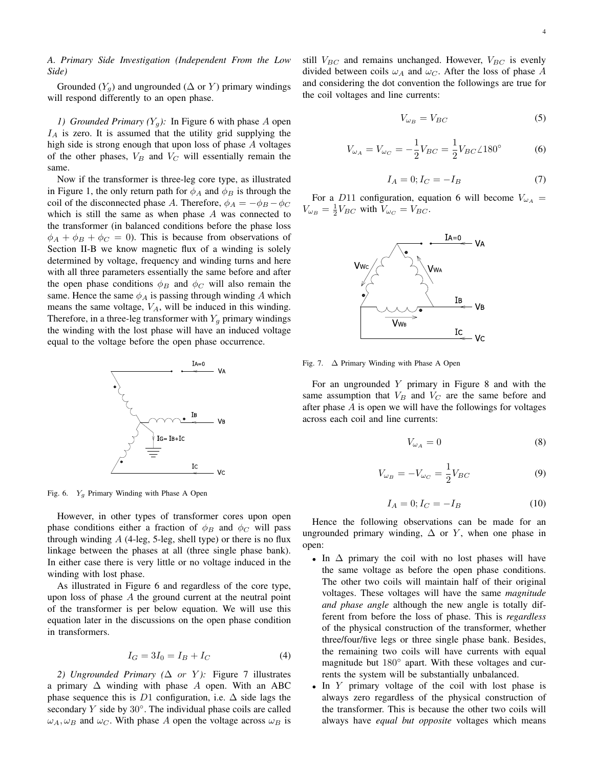### A. Primary Side Investigation (Independent From the Low Side)

Grounded ($Y_g$) and ungrounded ($\Delta$ or $Y$) primary windings will respond differently to an open phase.

*1) Grounded Primary ($Y_g$):* In Figure 6 with phase $A$ open $I_A$ is zero. It is assumed that the utility grid supplying the high side is strong enough that upon loss of phase $A$ voltages of the other phases, $V_B$ and $V_C$ will essentially remain the same.

Now if the transformer is three-leg core type, as illustrated in Figure 1, the only return path for $\phi_A$ and $\phi_B$ is through the coil of the disconnected phase $A$. Therefore, $\phi_A = -\phi_B - \phi_C$ which is still the same as when phase $A$ was connected to the transformer (in balanced conditions before the phase loss $\phi_A + \phi_B + \phi_C = 0$). This is because from observations of Section II-B we know magnetic flux of a winding is solely determined by voltage, frequency and winding turns and here with all three parameters essentially the same before and after the open phase conditions $\phi_B$ and $\phi_C$ will also remain the same. Hence the same $\phi_A$ is passing through winding $A$ which means the same voltage, $V_A$, will be induced in this winding. Therefore, in a three-leg transformer with $Y_g$ primary windings the winding with the lost phase will have an induced voltage equal to the voltage before the open phase occurrence.

Fig. 6. $Y_g$ Primary Winding with Phase A Open

However, in other types of transformer cores upon open phase conditions either a fraction of $\phi_B$ and $\phi_C$ will pass through winding $A$ (4-leg, 5-leg, shell type) or there is no flux linkage between the phases at all (three single phase bank). In either case there is very little or no voltage induced in the winding with lost phase.

As illustrated in Figure 6 and regardless of the core type, upon loss of phase $A$ the ground current at the neutral point of the transformer is per below equation. We will use this equation later in the discussions on the open phase condition in transformers.

$$I_G = 3I_0 = I_B + I_C \tag{4}$$

*2) Ungrounded Primary ($\Delta$ or $Y$):* Figure 7 illustrates a primary $\Delta$ winding with phase $A$ open. With an ABC phase sequence this is $D1$ configuration, i.e. $\Delta$ side lags the secondary $Y$ side by $30°$. The individual phase coils are called $\omega_A, \omega_B$ and $\omega_C$. With phase $A$ open the voltage across $\omega_B$ is still $V_{BC}$ and remains unchanged. However, $V_{BC}$ is evenly divided between coils $\omega_A$ and $\omega_C$. After the loss of phase $A$ and considering the dot convention the followings are true for the coil voltages and line currents:

$$V_{\omega_B} = V_{BC} \tag{5}$$

$$V_{\omega_A} = V_{\omega_C} = -\frac{1}{2}V_{BC} = \frac{1}{2}V_{BC}\angle 180° \tag{6}$$

$$I_A = 0; I_C = -I_B \tag{7}$$

For a $D11$ configuration, equation 6 will become $V_{\omega_A} = V_{\omega_B} = \frac{1}{2}V_{BC}$ with $V_{\omega_C} = V_{BC}$.

Fig. 7. $\Delta$ Primary Winding with Phase A Open

For an ungrounded $Y$ primary in Figure 8 and with the same assumption that $V_B$ and $V_C$ are the same before and after phase $A$ is open we will have the followings for voltages across each coil and line currents:

$$V_{\omega_A} = 0 \tag{8}$$

$$V_{\omega_B} = -V_{\omega_C} = \frac{1}{2}V_{BC} \tag{9}$$

$$I_A = 0; I_C = -I_B \tag{10}$$

Hence the following observations can be made for an ungrounded primary winding, $\Delta$ or $Y$, when one phase in open:

- In $\Delta$ primary the coil with no lost phases will have the same voltage as before the open phase conditions. The other two coils will maintain half of their original voltages. These voltages will have the same *magnitude and phase angle* although the new angle is totally different from before the loss of phase. This is *regardless* of the physical construction of the transformer, whether three/four/five legs or three single phase bank. Besides, the remaining two coils will have currents with equal magnitude but $180°$ apart. With these voltages and currents the system will be substantially unbalanced.
- In $Y$ primary voltage of the coil with lost phase is always zero regardless of the physical construction of the transformer. This is because the other two coils will always have *equal but opposite* voltages which means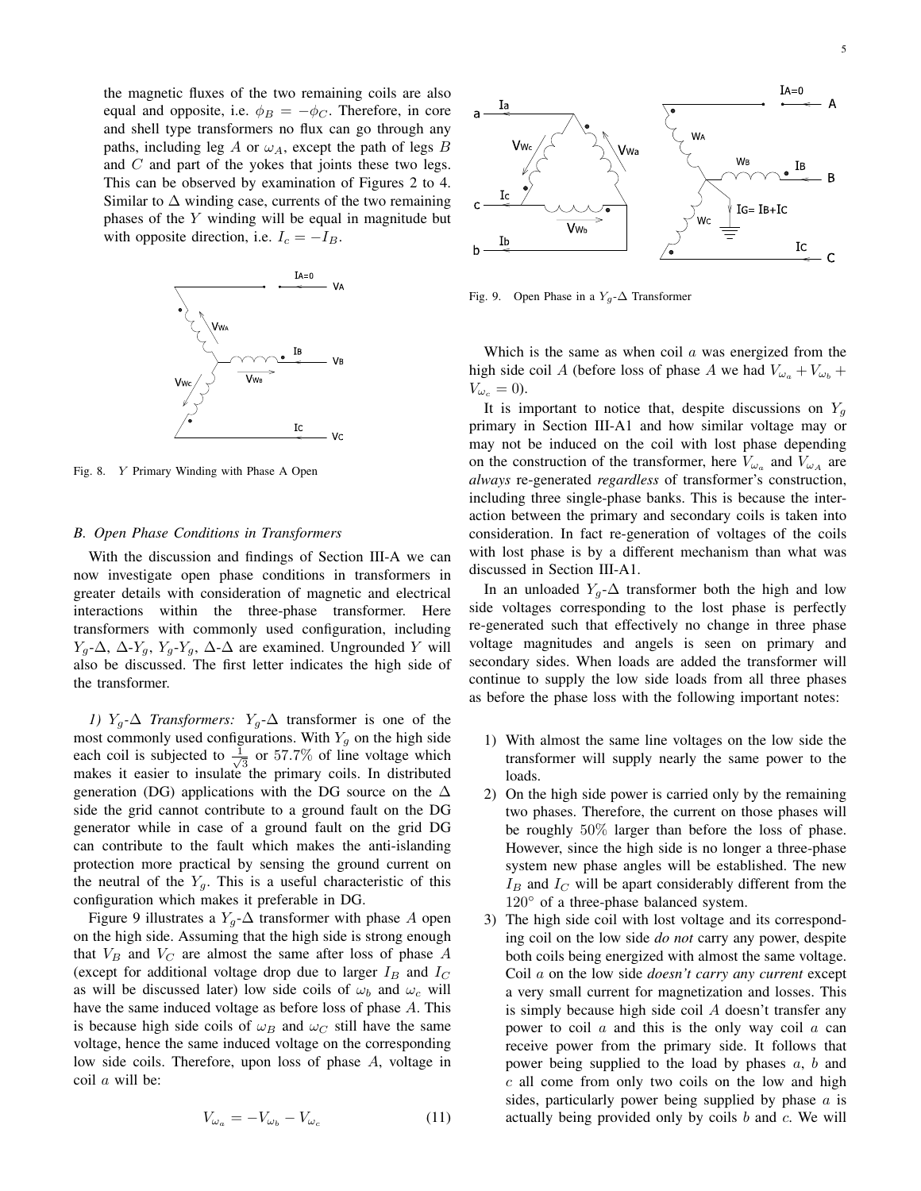the magnetic fluxes of the two remaining coils are also equal and opposite, i.e. $\phi_B = -\phi_C$. Therefore, in core and shell type transformers no flux can go through any paths, including leg $A$ or $\omega_A$, except the path of legs $B$ and $C$ and part of the yokes that joints these two legs. This can be observed by examination of Figures 2 to 4. Similar to $\Delta$ winding case, currents of the two remaining phases of the $Y$ winding will be equal in magnitude but with opposite direction, i.e. $I_c = -I_B$.

Fig. 8. $Y$ Primary Winding with Phase A Open

### B. Open Phase Conditions in Transformers

With the discussion and findings of Section III-A we can now investigate open phase conditions in transformers in greater details with consideration of magnetic and electrical interactions within the three-phase transformer. Here transformers with commonly used configuration, including $Y_g$-$\Delta$, $\Delta$-$Y_g$, $Y_g$-$Y_g$, $\Delta$-$\Delta$ are examined. Ungrounded $Y$ will also be discussed. The first letter indicates the high side of the transformer.

*1) $Y_g$-$\Delta$ Transformers:* $Y_g$-$\Delta$ transformer is one of the most commonly used configurations. With $Y_g$ on the high side each coil is subjected to $\frac{1}{\sqrt{3}}$ or 57.7% of line voltage which makes it easier to insulate the primary coils. In distributed generation (DG) applications with the DG source on the $\Delta$ side the grid cannot contribute to a ground fault on the DG generator while in case of a ground fault on the grid DG can contribute to the fault which makes the anti-islanding protection more practical by sensing the ground current on the neutral of the $Y_g$. This is a useful characteristic of this configuration which makes it preferable in DG.

Figure 9 illustrates a $Y_g$-$\Delta$ transformer with phase $A$ open on the high side. Assuming that the high side is strong enough that $V_B$ and $V_C$ are almost the same after loss of phase $A$ (except for additional voltage drop due to larger $I_B$ and $I_C$ as will be discussed later) low side coils of $\omega_b$ and $\omega_c$ will have the same induced voltage as before loss of phase $A$. This is because high side coils of $\omega_B$ and $\omega_C$ still have the same voltage, hence the same induced voltage on the corresponding low side coils. Therefore, upon loss of phase $A$, voltage in coil $a$ will be:

$$V_{\omega_a} = -V_{\omega_b} - V_{\omega_c} \tag{11}$$

Fig. 9. Open Phase in a $Y_g$-$\Delta$ Transformer

Which is the same as when coil $a$ was energized from the high side coil $A$ (before loss of phase $A$ we had $V_{\omega_a} + V_{\omega_b} + V_{\omega_c} = 0$).

It is important to notice that, despite discussions on $Y_g$ primary in Section III-A1 and how similar voltage may or may not be induced on the coil with lost phase depending on the construction of the transformer, here $V_{\omega_a}$ and $V_{\omega_A}$ are *always* re-generated *regardless* of transformer's construction, including three single-phase banks. This is because the interaction between the primary and secondary coils is taken into consideration. In fact re-generation of voltages of the coils with lost phase is by a different mechanism than what was discussed in Section III-A1.

In an unloaded $Y_g$-$\Delta$ transformer both the high and low side voltages corresponding to the lost phase is perfectly re-generated such that effectively no change in three phase voltage magnitudes and angels is seen on primary and secondary sides. When loads are added the transformer will continue to supply the low side loads from all three phases as before the phase loss with the following important notes:

1) With almost the same line voltages on the low side the transformer will supply nearly the same power to the loads.
2) On the high side power is carried only by the remaining two phases. Therefore, the current on those phases will be roughly 50% larger than before the loss of phase. However, since the high side is no longer a three-phase system new phase angles will be established. The new $I_B$ and $I_C$ will be apart considerably different from the 120° of a three-phase balanced system.
3) The high side coil with lost voltage and its corresponding coil on the low side *do not* carry any power, despite both coils being energized with almost the same voltage. Coil $a$ on the low side *doesn't carry any current* except a very small current for magnetization and losses. This is simply because high side coil $A$ doesn't transfer any power to coil $a$ and this is the only way coil $a$ can receive power from the primary side. It follows that power being supplied to the load by phases $a$, $b$ and $c$ all come from only two coils on the low and high sides, particularly power being supplied by phase $a$ is actually being provided only by coils $b$ and $c$. We will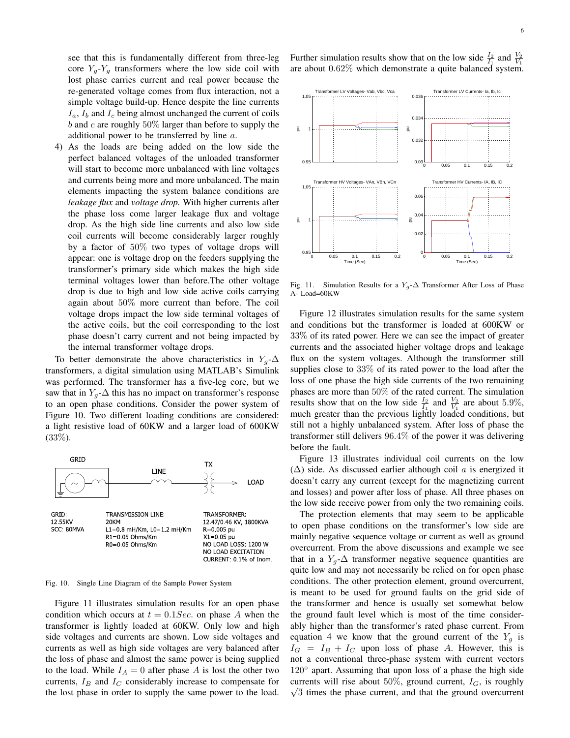see that this is fundamentally different from three-leg core $Y_g$-$Y_g$ transformers where the low side coil with lost phase carries current and real power because the re-generated voltage comes from flux interaction, not a simple voltage build-up. Hence despite the line currents $I_a$, $I_b$ and $I_c$ being almost unchanged the current of coils $b$ and $c$ are roughly $50\%$ larger than before to supply the additional power to be transferred by line $a$.

4) As the loads are being added on the low side the perfect balanced voltages of the unloaded transformer will start to become more unbalanced with line voltages and currents being more and more unbalanced. The main elements impacting the system balance conditions are *leakage flux* and *voltage drop.* With higher currents after the phase loss come larger leakage flux and voltage drop. As the high side line currents and also low side coil currents will become considerably larger roughly by a factor of $50\%$ two types of voltage drops will appear: one is voltage drop on the feeders supplying the transformer's primary side which makes the high side terminal voltages lower than before.The other voltage drop is due to high and low side active coils carrying again about $50\%$ more current than before. The coil voltage drops impact the low side terminal voltages of the active coils, but the coil corresponding to the lost phase doesn't carry current and not being impacted by the internal transformer voltage drops.

To better demonstrate the above characteristics in $Y_g$-$\Delta$ transformers, a digital simulation using MATLAB's Simulink was performed. The transformer has a five-leg core, but we saw that in $Y_g$-$\Delta$ this has no impact on transformer's response to an open phase conditions. Consider the power system of Figure 10. Two different loading conditions are considered: a light resistive load of 60KW and a larger load of 600KW (33%).

GRID — LINE — TX — LOAD

| GRID: | TRANSMISSION LINE: | TRANSFORMER: |
|---|---|---|
| 12.55KV | 20KM | 12.47/0.46 KV, 1800KVA |
| SCC: 80MVA | L1=0.8 mH/Km, L0=1.2 mH/Km | R=0.005 pu |
| | R1=0.05 Ohms/Km | X1=0.05 pu |
| | R0=0.05 Ohms/Km | NO LOAD LOSS: 1200 W |
| | | NO LOAD EXCITATION CURRENT: 0.1% of Inom. |

Fig. 10. Single Line Diagram of the Sample Power System

Figure 11 illustrates simulation results for an open phase condition which occurs at $t = 0.1Sec.$ on phase $A$ when the transformer is lightly loaded at 60KW. Only low and high side voltages and currents are shown. Low side voltages and currents as well as high side voltages are very balanced after the loss of phase and almost the same power is being supplied to the load. While $I_A = 0$ after phase $A$ is lost the other two currents, $I_B$ and $I_C$ considerably increase to compensate for the lost phase in order to supply the same power to the load. Further simulation results show that on the low side $\frac{I_2}{I_1}$ and $\frac{V_2}{V_1}$ are about $0.62\%$ which demonstrate a quite balanced system.

Fig. 11. Simulation Results for a $Y_g$-$\Delta$ Transformer After Loss of Phase A- Load=60KW

Figure 12 illustrates simulation results for the same system and conditions but the transformer is loaded at 600KW or $33\%$ of its rated power. Here we can see the impact of greater currents and the associated higher voltage drops and leakage flux on the system voltages. Although the transformer still supplies close to $33\%$ of its rated power to the load after the loss of one phase the high side currents of the two remaining phases are more than $50\%$ of the rated current. The simulation results show that on the low side $\frac{I_2}{I_1}$ and $\frac{V_2}{V_1}$ are about $5.9\%$, much greater than the previous lightly loaded conditions, but still not a highly unbalanced system. After loss of phase the transformer still delivers $96.4\%$ of the power it was delivering before the fault.

Figure 13 illustrates individual coil currents on the low ($\Delta$) side. As discussed earlier although coil $a$ is energized it doesn't carry any current (except for the magnetizing current and losses) and power after loss of phase. All three phases on the low side receive power from only the two remaining coils.

The protection elements that may seem to be applicable to open phase conditions on the transformer's low side are mainly negative sequence voltage or current as well as ground overcurrent. From the above discussions and example we see that in a $Y_g$-$\Delta$ transformer negative sequence quantities are quite low and may not necessarily be relied on for open phase conditions. The other protection element, ground overcurrent, is meant to be used for ground faults on the grid side of the transformer and hence is usually set somewhat below the ground fault level which is most of the time considerably higher than the transformer's rated phase current. From equation 4 we know that the ground current of the $Y_g$ is $I_G = I_B + I_C$ upon loss of phase $A$. However, this is not a conventional three-phase system with current vectors $120^\circ$ apart. Assuming that upon loss of a phase the high side currents will rise about $50\%$, ground current, $I_G$, is roughly $\sqrt{3}$ times the phase current, and that the ground overcurrent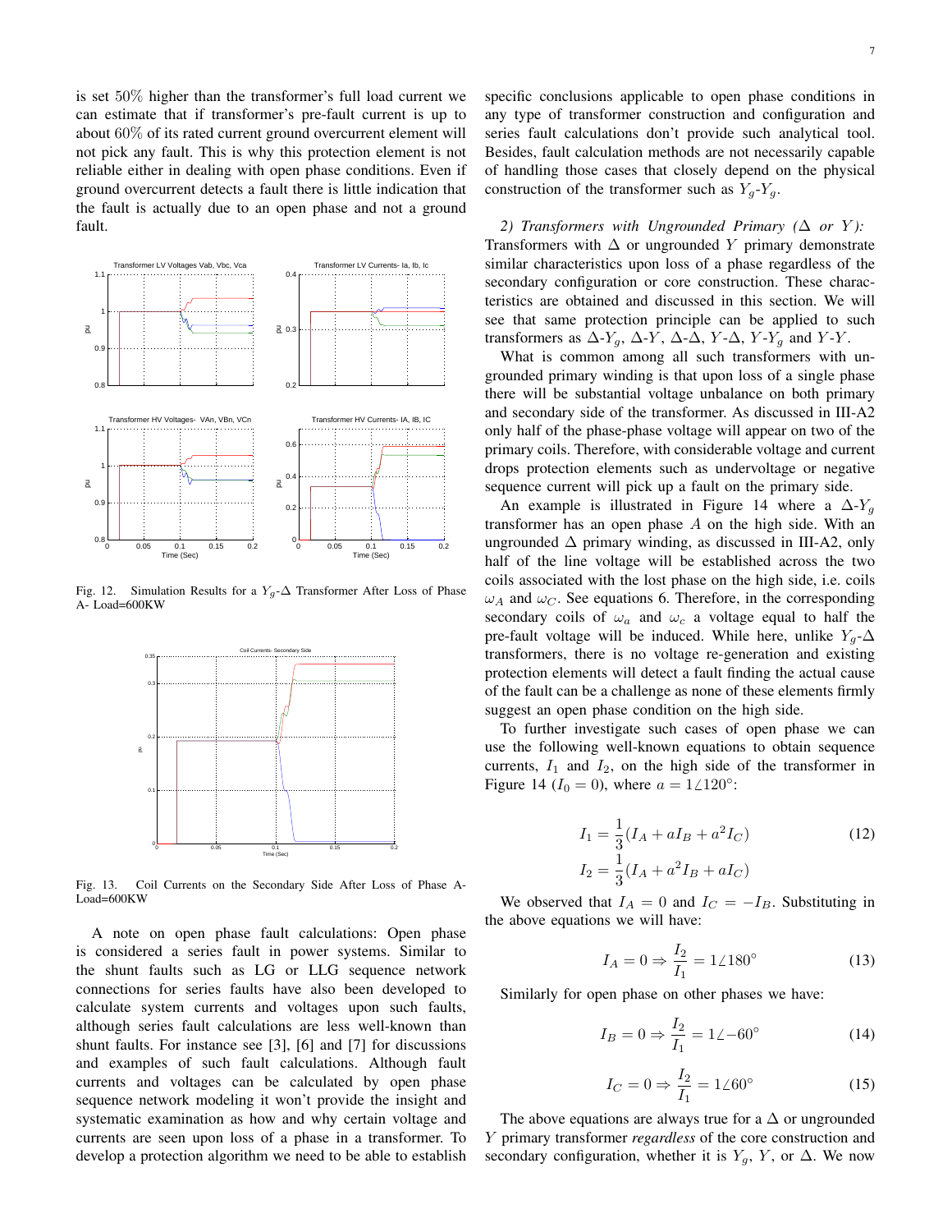is set 50% higher than the transformer's full load current we can estimate that if transformer's pre-fault current is up to about 60% of its rated current ground overcurrent element will not pick any fault. This is why this protection element is not reliable either in dealing with open phase conditions. Even if ground overcurrent detects a fault there is little indication that the fault is actually due to an open phase and not a ground fault.

Fig. 12. Simulation Results for a $Y_g$-$\Delta$ Transformer After Loss of Phase A- Load=600KW

Fig. 13. Coil Currents on the Secondary Side After Loss of Phase A- Load=600KW

A note on open phase fault calculations: Open phase is considered a series fault in power systems. Similar to the shunt faults such as LG or LLG sequence network connections for series faults have also been developed to calculate system currents and voltages upon such faults, although series fault calculations are less well-known than shunt faults. For instance see [3], [6] and [7] for discussions and examples of such fault calculations. Although fault currents and voltages can be calculated by open phase sequence network modeling it won't provide the insight and systematic examination as how and why certain voltage and currents are seen upon loss of a phase in a transformer. To develop a protection algorithm we need to be able to establish specific conclusions applicable to open phase conditions in any type of transformer construction and configuration and series fault calculations don't provide such analytical tool. Besides, fault calculation methods are not necessarily capable of handling those cases that closely depend on the physical construction of the transformer such as $Y_g$-$Y_g$.

*2) Transformers with Ungrounded Primary ($\Delta$ or $Y$):* Transformers with $\Delta$ or ungrounded $Y$ primary demonstrate similar characteristics upon loss of a phase regardless of the secondary configuration or core construction. These characteristics are obtained and discussed in this section. We will see that same protection principle can be applied to such transformers as $\Delta$-$Y_g$, $\Delta$-$Y$, $\Delta$-$\Delta$, $Y$-$\Delta$, $Y$-$Y_g$ and $Y$-$Y$.

What is common among all such transformers with ungrounded primary winding is that upon loss of a single phase there will be substantial voltage unbalance on both primary and secondary side of the transformer. As discussed in III-A2 only half of the phase-phase voltage will appear on two of the primary coils. Therefore, with considerable voltage and current drops protection elements such as undervoltage or negative sequence current will pick up a fault on the primary side.

An example is illustrated in Figure 14 where a $\Delta$-$Y_g$ transformer has an open phase $A$ on the high side. With an ungrounded $\Delta$ primary winding, as discussed in III-A2, only half of the line voltage will be established across the two coils associated with the lost phase on the high side, i.e. coils $\omega_A$ and $\omega_C$. See equations 6. Therefore, in the corresponding secondary coils of $\omega_a$ and $\omega_c$ a voltage equal to half the pre-fault voltage will be induced. While here, unlike $Y_g$-$\Delta$ transformers, there is no voltage re-generation and existing protection elements will detect a fault finding the actual cause of the fault can be a challenge as none of these elements firmly suggest an open phase condition on the high side.

To further investigate such cases of open phase we can use the following well-known equations to obtain sequence currents, $I_1$ and $I_2$, on the high side of the transformer in Figure 14 ($I_0 = 0$), where $a = 1\angle 120°$:

$$I_1 = \frac{1}{3}(I_A + aI_B + a^2 I_C) \tag{12}$$
$$I_2 = \frac{1}{3}(I_A + a^2 I_B + aI_C)$$

We observed that $I_A = 0$ and $I_C = -I_B$. Substituting in the above equations we will have:

$$I_A = 0 \Rightarrow \frac{I_2}{I_1} = 1\angle 180° \tag{13}$$

Similarly for open phase on other phases we have:

$$I_B = 0 \Rightarrow \frac{I_2}{I_1} = 1\angle{-60°} \tag{14}$$

$$I_C = 0 \Rightarrow \frac{I_2}{I_1} = 1\angle 60° \tag{15}$$

The above equations are always true for a $\Delta$ or ungrounded $Y$ primary transformer *regardless* of the core construction and secondary configuration, whether it is $Y_g$, $Y$, or $\Delta$. We now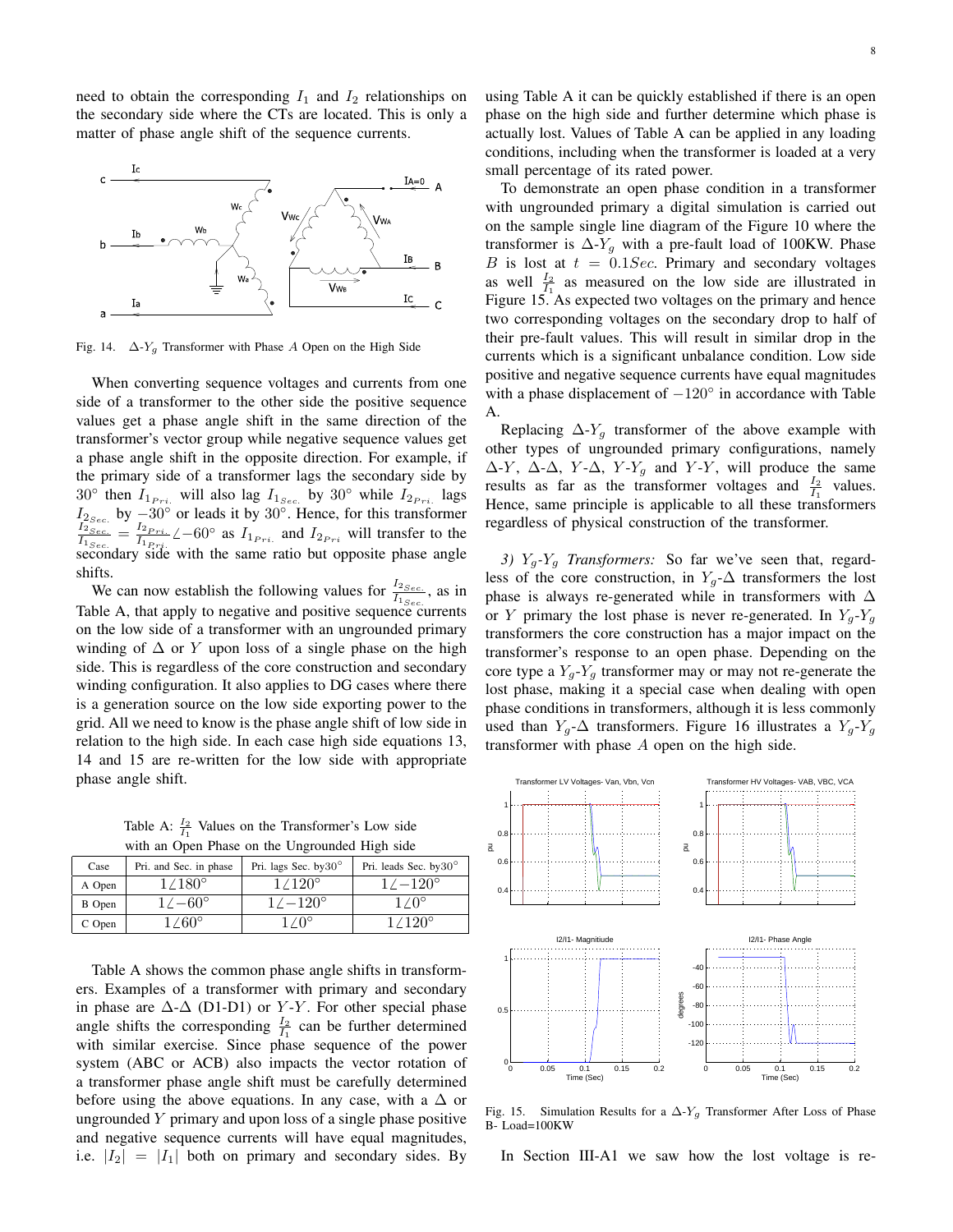need to obtain the corresponding $I_1$ and $I_2$ relationships on the secondary side where the CTs are located. This is only a matter of phase angle shift of the sequence currents.

Fig. 14. $\Delta$-$Y_g$ Transformer with Phase $A$ Open on the High Side

When converting sequence voltages and currents from one side of a transformer to the other side the positive sequence values get a phase angle shift in the same direction of the transformer's vector group while negative sequence values get a phase angle shift in the opposite direction. For example, if the primary side of a transformer lags the secondary side by $30°$ then $I_{1_{Pri.}}$ will also lag $I_{1_{Sec.}}$ by $30°$ while $I_{2_{Pri.}}$ lags $I_{2_{Sec.}}$ by $-30°$ or leads it by $30°$. Hence, for this transformer $\frac{I_{2_{Sec.}}}{I_{1_{Sec.}}} = \frac{I_{2_{Pri.}}}{I_{1_{Pri.}}}\angle -60°$ as $I_{1_{Pri.}}$ and $I_{2_{Pri}}$ will transfer to the secondary side with the same ratio but opposite phase angle shifts.

We can now establish the following values for $\frac{I_{2_{Sec.}}}{I_{1_{Sec.}}}$, as in Table A, that apply to negative and positive sequence currents on the low side of a transformer with an ungrounded primary winding of $\Delta$ or $Y$ upon loss of a single phase on the high side. This is regardless of the core construction and secondary winding configuration. It also applies to DG cases where there is a generation source on the low side exporting power to the grid. All we need to know is the phase angle shift of low side in relation to the high side. In each case high side equations 13, 14 and 15 are re-written for the low side with appropriate phase angle shift.

Table A: $\frac{I_2}{I_1}$ Values on the Transformer's Low side with an Open Phase on the Ungrounded High side

| Case | Pri. and Sec. in phase | Pri. lags Sec. by30° | Pri. leads Sec. by30° |
|---|---|---|---|
| A Open | $1\angle 180°$ | $1\angle 120°$ | $1\angle -120°$ |
| B Open | $1\angle -60°$ | $1\angle -120°$ | $1\angle 0°$ |
| C Open | $1\angle 60°$ | $1\angle 0°$ | $1\angle 120°$ |

Table A shows the common phase angle shifts in transformers. Examples of a transformer with primary and secondary in phase are $\Delta$-$\Delta$ (D1-D1) or $Y$-$Y$. For other special phase angle shifts the corresponding $\frac{I_2}{I_1}$ can be further determined with similar exercise. Since phase sequence of the power system (ABC or ACB) also impacts the vector rotation of a transformer phase angle shift must be carefully determined before using the above equations. In any case, with a $\Delta$ or ungrounded $Y$ primary and upon loss of a single phase positive and negative sequence currents will have equal magnitudes, i.e. $|I_2| = |I_1|$ both on primary and secondary sides. By using Table A it can be quickly established if there is an open phase on the high side and further determine which phase is actually lost. Values of Table A can be applied in any loading conditions, including when the transformer is loaded at a very small percentage of its rated power.

To demonstrate an open phase condition in a transformer with ungrounded primary a digital simulation is carried out on the sample single line diagram of the Figure 10 where the transformer is $\Delta$-$Y_g$ with a pre-fault load of 100KW. Phase $B$ is lost at $t = 0.1Sec.$ Primary and secondary voltages as well $\frac{I_2}{I_1}$ as measured on the low side are illustrated in Figure 15. As expected two voltages on the primary and hence two corresponding voltages on the secondary drop to half of their pre-fault values. This will result in similar drop in the currents which is a significant unbalance condition. Low side positive and negative sequence currents have equal magnitudes with a phase displacement of $-120°$ in accordance with Table A.

Replacing $\Delta$-$Y_g$ transformer of the above example with other types of ungrounded primary configurations, namely $\Delta$-$Y$, $\Delta$-$\Delta$, $Y$-$\Delta$, $Y$-$Y_g$ and $Y$-$Y$, will produce the same results as far as the transformer voltages and $\frac{I_2}{I_1}$ values. Hence, same principle is applicable to all these transformers regardless of physical construction of the transformer.

*3) $Y_g$-$Y_g$ Transformers:* So far we've seen that, regardless of the core construction, in $Y_g$-$\Delta$ transformers the lost phase is always re-generated while in transformers with $\Delta$ or $Y$ primary the lost phase is never re-generated. In $Y_g$-$Y_g$ transformers the core construction has a major impact on the transformer's response to an open phase. Depending on the core type a $Y_g$-$Y_g$ transformer may or may not re-generate the lost phase, making it a special case when dealing with open phase conditions in transformers, although it is less commonly used than $Y_g$-$\Delta$ transformers. Figure 16 illustrates a $Y_g$-$Y_g$ transformer with phase $A$ open on the high side.

Fig. 15. Simulation Results for a $\Delta$-$Y_g$ Transformer After Loss of Phase B- Load=100KW

In Section III-A1 we saw how the lost voltage is re-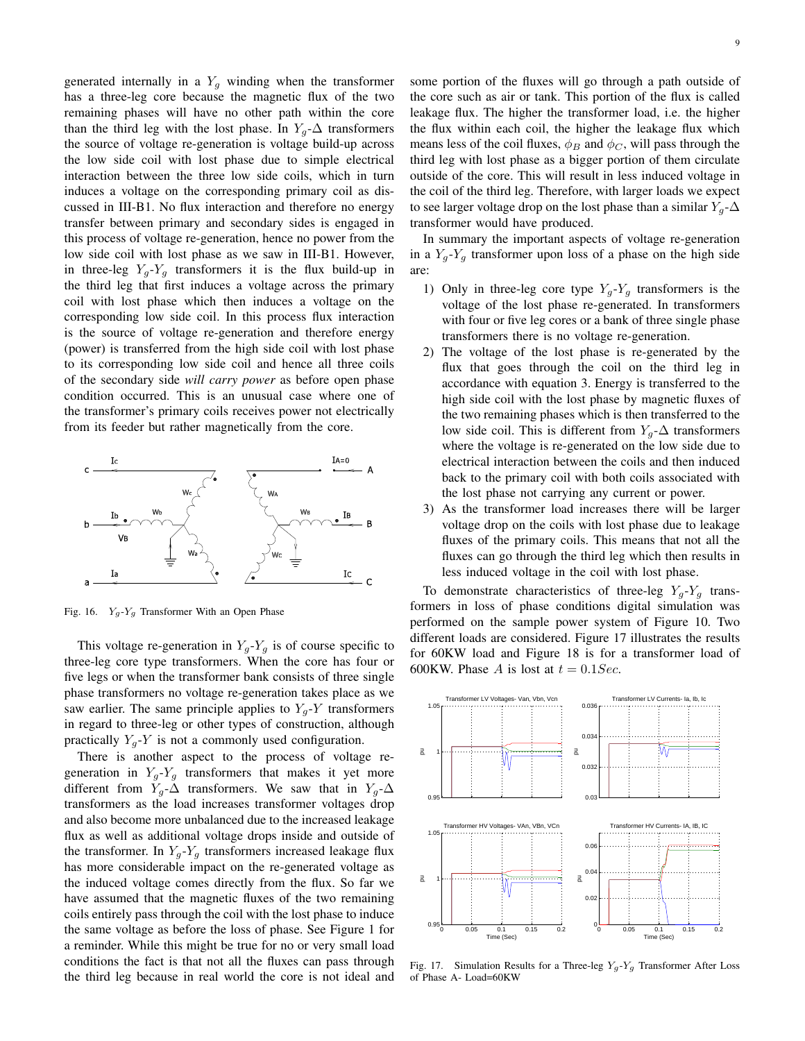generated internally in a $Y_g$ winding when the transformer has a three-leg core because the magnetic flux of the two remaining phases will have no other path within the core than the third leg with the lost phase. In $Y_g$-$\Delta$ transformers the source of voltage re-generation is voltage build-up across the low side coil with lost phase due to simple electrical interaction between the three low side coils, which in turn induces a voltage on the corresponding primary coil as discussed in III-B1. No flux interaction and therefore no energy transfer between primary and secondary sides is engaged in this process of voltage re-generation, hence no power from the low side coil with lost phase as we saw in III-B1. However, in three-leg $Y_g$-$Y_g$ transformers it is the flux build-up in the third leg that first induces a voltage across the primary coil with lost phase which then induces a voltage on the corresponding low side coil. In this process flux interaction is the source of voltage re-generation and therefore energy (power) is transferred from the high side coil with lost phase to its corresponding low side coil and hence all three coils of the secondary side *will carry power* as before open phase condition occurred. This is an unusual case where one of the transformer's primary coils receives power not electrically from its feeder but rather magnetically from the core.

Fig. 16. $Y_g$-$Y_g$ Transformer With an Open Phase

This voltage re-generation in $Y_g$-$Y_g$ is of course specific to three-leg core type transformers. When the core has four or five legs or when the transformer bank consists of three single phase transformers no voltage re-generation takes place as we saw earlier. The same principle applies to $Y_g$-$Y$ transformers in regard to three-leg or other types of construction, although practically $Y_g$-$Y$ is not a commonly used configuration.

There is another aspect to the process of voltage re-generation in $Y_g$-$Y_g$ transformers that makes it yet more different from $Y_g$-$\Delta$ transformers. We saw that in $Y_g$-$\Delta$ transformers as the load increases transformer voltages drop and also become more unbalanced due to the increased leakage flux as well as additional voltage drops inside and outside of the transformer. In $Y_g$-$Y_g$ transformers increased leakage flux has more considerable impact on the re-generated voltage as the induced voltage comes directly from the flux. So far we have assumed that the magnetic fluxes of the two remaining coils entirely pass through the coil with the lost phase to induce the same voltage as before the loss of phase. See Figure 1 for a reminder. While this might be true for no or very small load conditions the fact is that not all the fluxes can pass through the third leg because in real world the core is not ideal and some portion of the fluxes will go through a path outside of the core such as air or tank. This portion of the flux is called leakage flux. The higher the transformer load, i.e. the higher the flux within each coil, the higher the leakage flux which means less of the coil fluxes, $\phi_B$ and $\phi_C$, will pass through the third leg with lost phase as a bigger portion of them circulate outside of the core. This will result in less induced voltage in the coil of the third leg. Therefore, with larger loads we expect to see larger voltage drop on the lost phase than a similar $Y_g$-$\Delta$ transformer would have produced.

In summary the important aspects of voltage re-generation in a $Y_g$-$Y_g$ transformer upon loss of a phase on the high side are:

1) Only in three-leg core type $Y_g$-$Y_g$ transformers is the voltage of the lost phase re-generated. In transformers with four or five leg cores or a bank of three single phase transformers there is no voltage re-generation.
2) The voltage of the lost phase is re-generated by the flux that goes through the coil on the third leg in accordance with equation 3. Energy is transferred to the high side coil with the lost phase by magnetic fluxes of the two remaining phases which is then transferred to the low side coil. This is different from $Y_g$-$\Delta$ transformers where the voltage is re-generated on the low side due to electrical interaction between the coils and then induced back to the primary coil with both coils associated with the lost phase not carrying any current or power.
3) As the transformer load increases there will be larger voltage drop on the coils with lost phase due to leakage fluxes of the primary coils. This means that not all the fluxes can go through the third leg which then results in less induced voltage in the coil with lost phase.

To demonstrate characteristics of three-leg $Y_g$-$Y_g$ transformers in loss of phase conditions digital simulation was performed on the sample power system of Figure 10. Two different loads are considered. Figure 17 illustrates the results for 60KW load and Figure 18 is for a transformer load of 600KW. Phase $A$ is lost at $t = 0.1Sec$.

Fig. 17. Simulation Results for a Three-leg $Y_g$-$Y_g$ Transformer After Loss of Phase A- Load=60KW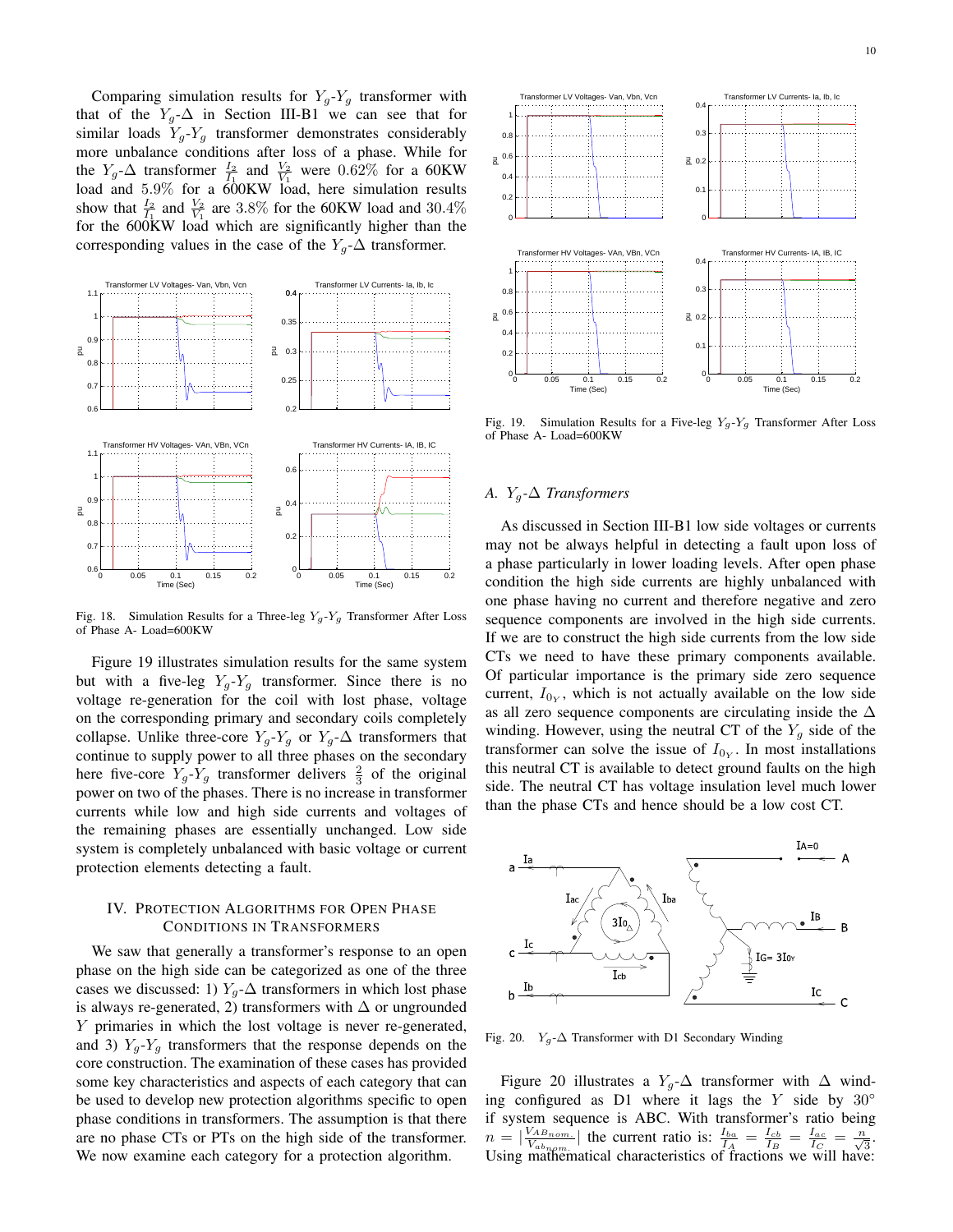Comparing simulation results for $Y_g$-$Y_g$ transformer with that of the $Y_g$-$\Delta$ in Section III-B1 we can see that for similar loads $Y_g$-$Y_g$ transformer demonstrates considerably more unbalance conditions after loss of a phase. While for the $Y_g$-$\Delta$ transformer $\frac{I_2}{I_1}$ and $\frac{V_2}{V_1}$ were 0.62% for a 60KW load and 5.9% for a 600KW load, here simulation results show that $\frac{I_2}{I_1}$ and $\frac{V_2}{V_1}$ are 3.8% for the 60KW load and 30.4% for the 600KW load which are significantly higher than the corresponding values in the case of the $Y_g$-$\Delta$ transformer.

Fig. 18. Simulation Results for a Three-leg $Y_g$-$Y_g$ Transformer After Loss of Phase A- Load=600KW

Figure 19 illustrates simulation results for the same system but with a five-leg $Y_g$-$Y_g$ transformer. Since there is no voltage re-generation for the coil with lost phase, voltage on the corresponding primary and secondary coils completely collapse. Unlike three-core $Y_g$-$Y_g$ or $Y_g$-$\Delta$ transformers that continue to supply power to all three phases on the secondary here five-core $Y_g$-$Y_g$ transformer delivers $\frac{2}{3}$ of the original power on two of the phases. There is no increase in transformer currents while low and high side currents and voltages of the remaining phases are essentially unchanged. Low side system is completely unbalanced with basic voltage or current protection elements detecting a fault.

## IV. Protection Algorithms for Open Phase Conditions in Transformers

We saw that generally a transformer's response to an open phase on the high side can be categorized as one of the three cases we discussed: 1) $Y_g$-$\Delta$ transformers in which lost phase is always re-generated, 2) transformers with $\Delta$ or ungrounded $Y$ primaries in which the lost voltage is never re-generated, and 3) $Y_g$-$Y_g$ transformers that the response depends on the core construction. The examination of these cases has provided some key characteristics and aspects of each category that can be used to develop new protection algorithms specific to open phase conditions in transformers. The assumption is that there are no phase CTs or PTs on the high side of the transformer. We now examine each category for a protection algorithm.

Fig. 19. Simulation Results for a Five-leg $Y_g$-$Y_g$ Transformer After Loss of Phase A- Load=600KW

### A. $Y_g$-$\Delta$ Transformers

As discussed in Section III-B1 low side voltages or currents may not be always helpful in detecting a fault upon loss of a phase particularly in lower loading levels. After open phase condition the high side currents are highly unbalanced with one phase having no current and therefore negative and zero sequence components are involved in the high side currents. If we are to construct the high side currents from the low side CTs we need to have these primary components available. Of particular importance is the primary side zero sequence current, $I_{0_Y}$, which is not actually available on the low side as all zero sequence components are circulating inside the $\Delta$ winding. However, using the neutral CT of the $Y_g$ side of the transformer can solve the issue of $I_{0_Y}$. In most installations this neutral CT is available to detect ground faults on the high side. The neutral CT has voltage insulation level much lower than the phase CTs and hence should be a low cost CT.

Fig. 20. $Y_g$-$\Delta$ Transformer with D1 Secondary Winding

Figure 20 illustrates a $Y_g$-$\Delta$ transformer with $\Delta$ winding configured as D1 where it lags the $Y$ side by 30° if system sequence is ABC. With transformer's ratio being $n = |\frac{V_{AB_{nom.}}}{V_{ab_{nom.}}}|$ the current ratio is: $\frac{I_{ba}}{I_A} = \frac{I_{cb}}{I_B} = \frac{I_{ac}}{I_C} = \frac{n}{\sqrt{3}}$. Using mathematical characteristics of fractions we will have: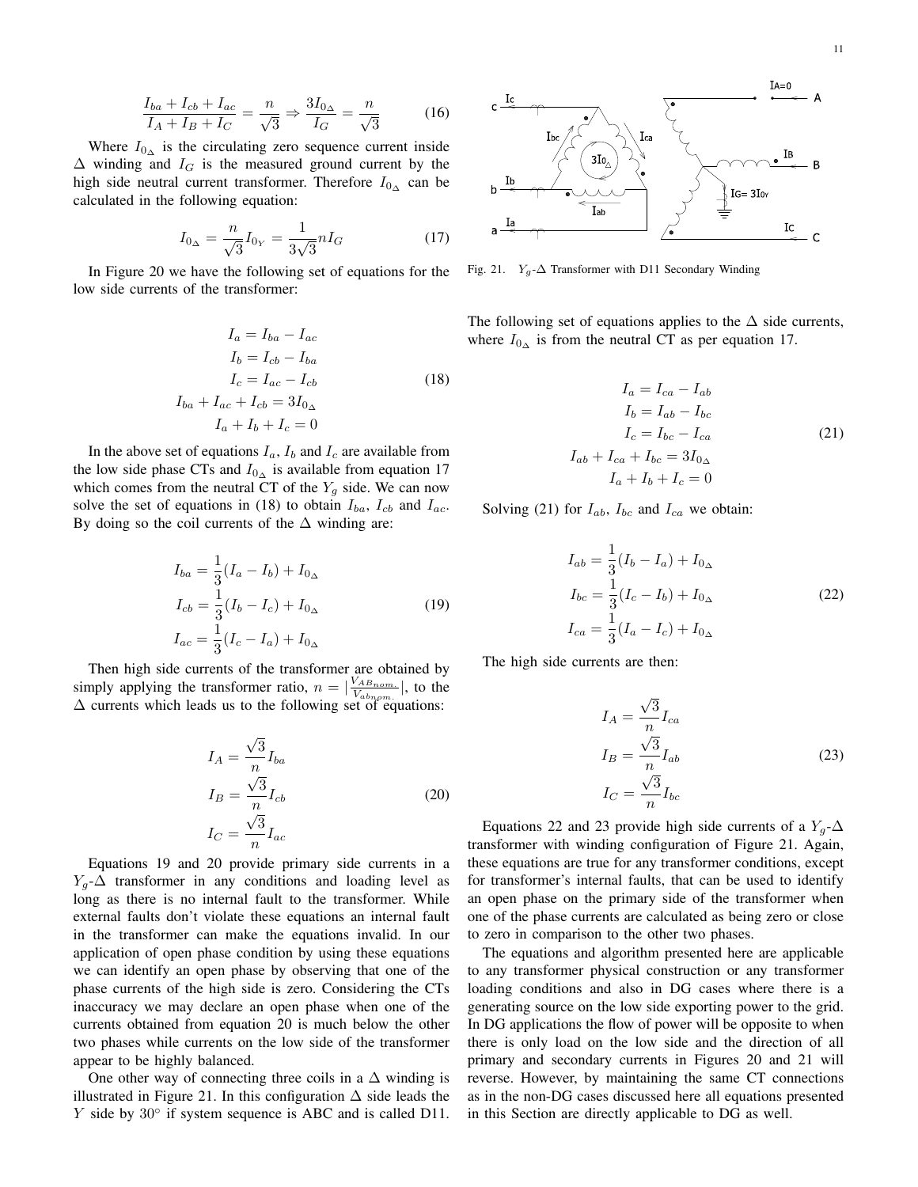$$\frac{I_{ba} + I_{cb} + I_{ac}}{I_A + I_B + I_C} = \frac{n}{\sqrt{3}} \Rightarrow \frac{3I_{0_\Delta}}{I_G} = \frac{n}{\sqrt{3}} \tag{16}$$

Where $I_{0_\Delta}$ is the circulating zero sequence current inside $\Delta$ winding and $I_G$ is the measured ground current by the high side neutral current transformer. Therefore $I_{0_\Delta}$ can be calculated in the following equation:

$$I_{0_\Delta} = \frac{n}{\sqrt{3}} I_{0_Y} = \frac{1}{3\sqrt{3}} n I_G \tag{17}$$

In Figure 20 we have the following set of equations for the low side currents of the transformer:

$$\begin{aligned}
I_a &= I_{ba} - I_{ac} \\
I_b &= I_{cb} - I_{ba} \\
I_c &= I_{ac} - I_{cb} \\
I_{ba} + I_{ac} + I_{cb} &= 3I_{0_\Delta} \\
I_a + I_b + I_c &= 0
\end{aligned} \tag{18}$$

In the above set of equations $I_a$, $I_b$ and $I_c$ are available from the low side phase CTs and $I_{0_\Delta}$ is available from equation 17 which comes from the neutral CT of the $Y_g$ side. We can now solve the set of equations in (18) to obtain $I_{ba}$, $I_{cb}$ and $I_{ac}$. By doing so the coil currents of the $\Delta$ winding are:

$$\begin{aligned}
I_{ba} &= \frac{1}{3}(I_a - I_b) + I_{0_\Delta} \\
I_{cb} &= \frac{1}{3}(I_b - I_c) + I_{0_\Delta} \\
I_{ac} &= \frac{1}{3}(I_c - I_a) + I_{0_\Delta}
\end{aligned} \tag{19}$$

Then high side currents of the transformer are obtained by simply applying the transformer ratio, $n = |\frac{V_{AB_{nom.}}}{V_{ab_{nom.}}}|$, to the $\Delta$ currents which leads us to the following set of equations:

$$\begin{aligned}
I_A &= \frac{\sqrt{3}}{n} I_{ba} \\
I_B &= \frac{\sqrt{3}}{n} I_{cb} \\
I_C &= \frac{\sqrt{3}}{n} I_{ac}
\end{aligned} \tag{20}$$

Equations 19 and 20 provide primary side currents in a $Y_g$-$\Delta$ transformer in any conditions and loading level as long as there is no internal fault to the transformer. While external faults don't violate these equations an internal fault in the transformer can make the equations invalid. In our application of open phase condition by using these equations we can identify an open phase by observing that one of the phase currents of the high side is zero. Considering the CTs inaccuracy we may declare an open phase when one of the currents obtained from equation 20 is much below the other two phases while currents on the low side of the transformer appear to be highly balanced.

One other way of connecting three coils in a $\Delta$ winding is illustrated in Figure 21. In this configuration $\Delta$ side leads the $Y$ side by $30^\circ$ if system sequence is ABC and is called D11.

Fig. 21. $Y_g$-$\Delta$ Transformer with D11 Secondary Winding

The following set of equations applies to the $\Delta$ side currents, where $I_{0_\Delta}$ is from the neutral CT as per equation 17.

$$\begin{aligned}
I_a &= I_{ca} - I_{ab} \\
I_b &= I_{ab} - I_{bc} \\
I_c &= I_{bc} - I_{ca} \\
I_{ab} + I_{ca} + I_{bc} &= 3I_{0_\Delta} \\
I_a + I_b + I_c &= 0
\end{aligned} \tag{21}$$

Solving (21) for $I_{ab}$, $I_{bc}$ and $I_{ca}$ we obtain:

$$\begin{aligned}
I_{ab} &= \frac{1}{3}(I_b - I_a) + I_{0_\Delta} \\
I_{bc} &= \frac{1}{3}(I_c - I_b) + I_{0_\Delta} \\
I_{ca} &= \frac{1}{3}(I_a - I_c) + I_{0_\Delta}
\end{aligned} \tag{22}$$

The high side currents are then:

$$\begin{aligned}
I_A &= \frac{\sqrt{3}}{n} I_{ca} \\
I_B &= \frac{\sqrt{3}}{n} I_{ab} \\
I_C &= \frac{\sqrt{3}}{n} I_{bc}
\end{aligned} \tag{23}$$

Equations 22 and 23 provide high side currents of a $Y_g$-$\Delta$ transformer with winding configuration of Figure 21. Again, these equations are true for any transformer conditions, except for transformer's internal faults, that can be used to identify an open phase on the primary side of the transformer when one of the phase currents are calculated as being zero or close to zero in comparison to the other two phases.

The equations and algorithm presented here are applicable to any transformer physical construction or any transformer loading conditions and also in DG cases where there is a generating source on the low side exporting power to the grid. In DG applications the flow of power will be opposite to when there is only load on the low side and the direction of all primary and secondary currents in Figures 20 and 21 will reverse. However, by maintaining the same CT connections as in the non-DG cases discussed here all equations presented in this Section are directly applicable to DG as well.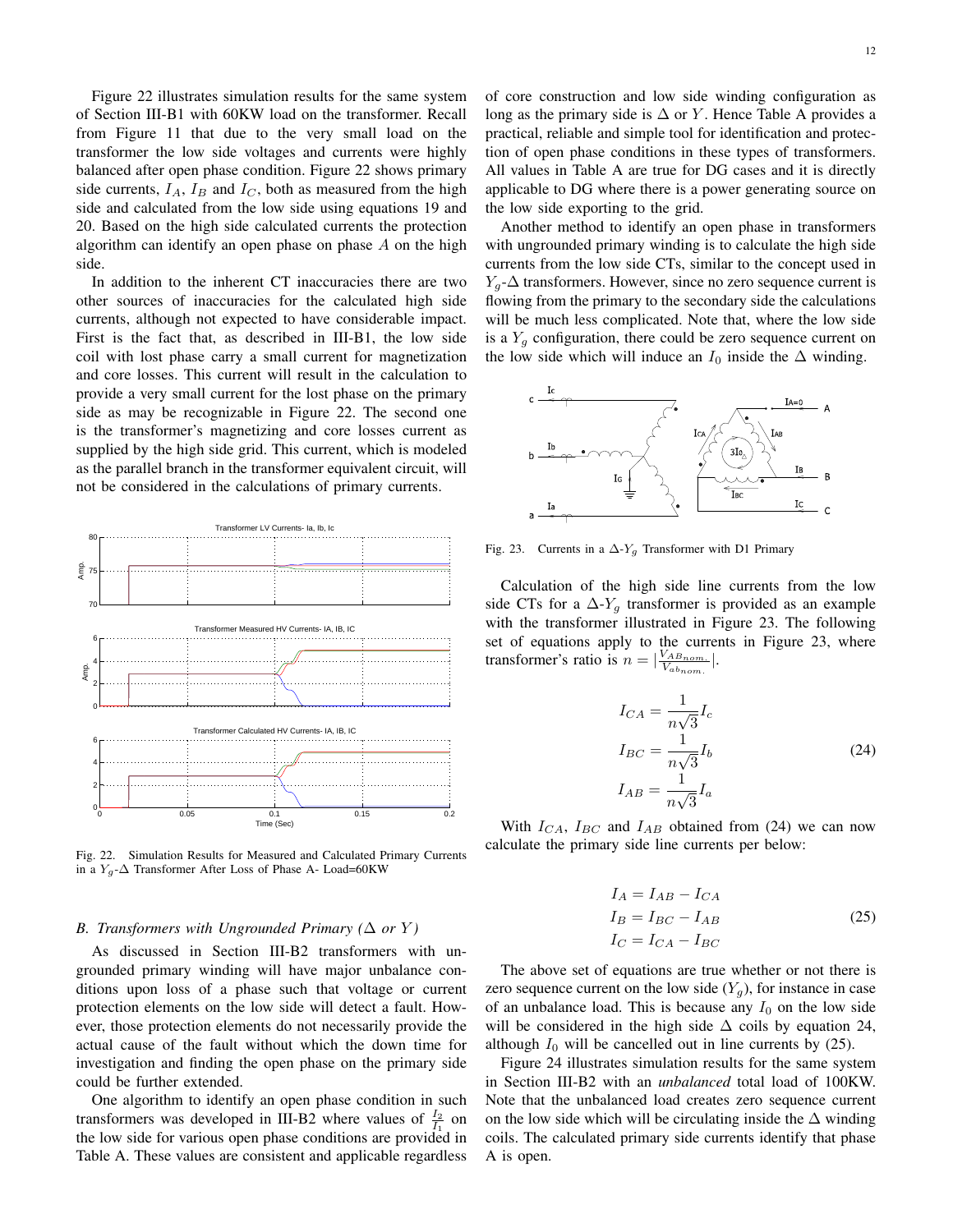Figure 22 illustrates simulation results for the same system of Section III-B1 with 60KW load on the transformer. Recall from Figure 11 that due to the very small load on the transformer the low side voltages and currents were highly balanced after open phase condition. Figure 22 shows primary side currents, $I_A$, $I_B$ and $I_C$, both as measured from the high side and calculated from the low side using equations 19 and 20. Based on the high side calculated currents the protection algorithm can identify an open phase on phase $A$ on the high side.

In addition to the inherent CT inaccuracies there are two other sources of inaccuracies for the calculated high side currents, although not expected to have considerable impact. First is the fact that, as described in III-B1, the low side coil with lost phase carry a small current for magnetization and core losses. This current will result in the calculation to provide a very small current for the lost phase on the primary side as may be recognizable in Figure 22. The second one is the transformer's magnetizing and core losses current as supplied by the high side grid. This current, which is modeled as the parallel branch in the transformer equivalent circuit, will not be considered in the calculations of primary currents.

Fig. 22. Simulation Results for Measured and Calculated Primary Currents in a $Y_g$-$\Delta$ Transformer After Loss of Phase A- Load=60KW

### B. Transformers with Ungrounded Primary ($\Delta$ or $Y$)

As discussed in Section III-B2 transformers with ungrounded primary winding will have major unbalance conditions upon loss of a phase such that voltage or current protection elements on the low side will detect a fault. However, those protection elements do not necessarily provide the actual cause of the fault without which the down time for investigation and finding the open phase on the primary side could be further extended.

One algorithm to identify an open phase condition in such transformers was developed in III-B2 where values of $\frac{I_2}{I_1}$ on the low side for various open phase conditions are provided in Table A. These values are consistent and applicable regardless of core construction and low side winding configuration as long as the primary side is $\Delta$ or $Y$. Hence Table A provides a practical, reliable and simple tool for identification and protection of open phase conditions in these types of transformers. All values in Table A are true for DG cases and it is directly applicable to DG where there is a power generating source on the low side exporting to the grid.

Another method to identify an open phase in transformers with ungrounded primary winding is to calculate the high side currents from the low side CTs, similar to the concept used in $Y_g$-$\Delta$ transformers. However, since no zero sequence current is flowing from the primary to the secondary side the calculations will be much less complicated. Note that, where the low side is a $Y_g$ configuration, there could be zero sequence current on the low side which will induce an $I_0$ inside the $\Delta$ winding.

Fig. 23. Currents in a $\Delta$-$Y_g$ Transformer with D1 Primary

Calculation of the high side line currents from the low side CTs for a $\Delta$-$Y_g$ transformer is provided as an example with the transformer illustrated in Figure 23. The following set of equations apply to the currents in Figure 23, where transformer's ratio is $n = |\frac{V_{AB_{nom.}}}{V_{ab_{nom.}}}|$.

$$
\begin{aligned}
I_{CA} &= \frac{1}{n\sqrt{3}} I_c \\
I_{BC} &= \frac{1}{n\sqrt{3}} I_b \\
I_{AB} &= \frac{1}{n\sqrt{3}} I_a
\end{aligned}
\tag{24}
$$

With $I_{CA}$, $I_{BC}$ and $I_{AB}$ obtained from (24) we can now calculate the primary side line currents per below:

$$
\begin{aligned}
I_A &= I_{AB} - I_{CA} \\
I_B &= I_{BC} - I_{AB} \\
I_C &= I_{CA} - I_{BC}
\end{aligned}
\tag{25}
$$

The above set of equations are true whether or not there is zero sequence current on the low side ($Y_g$), for instance in case of an unbalance load. This is because any $I_0$ on the low side will be considered in the high side $\Delta$ coils by equation 24, although $I_0$ will be cancelled out in line currents by (25).

Figure 24 illustrates simulation results for the same system in Section III-B2 with an *unbalanced* total load of 100KW. Note that the unbalanced load creates zero sequence current on the low side which will be circulating inside the $\Delta$ winding coils. The calculated primary side currents identify that phase A is open.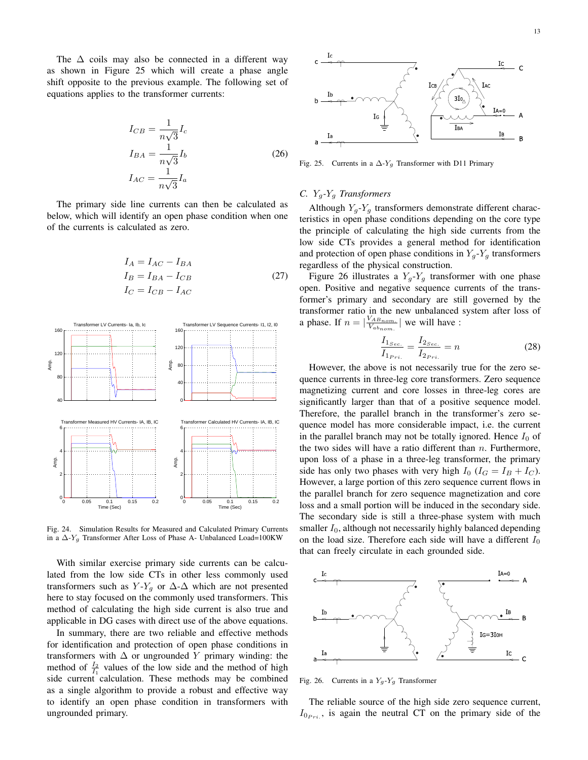The Δ coils may also be connected in a different way as shown in Figure 25 which will create a phase angle shift opposite to the previous example. The following set of equations applies to the transformer currents:

$$
\begin{aligned}
I_{CB} &= \frac{1}{n\sqrt{3}} I_c \\
I_{BA} &= \frac{1}{n\sqrt{3}} I_b \\
I_{AC} &= \frac{1}{n\sqrt{3}} I_a
\end{aligned}
\tag{26}
$$

The primary side line currents can then be calculated as below, which will identify an open phase condition when one of the currents is calculated as zero.

$$
\begin{aligned}
I_A &= I_{AC} - I_{BA} \\
I_B &= I_{BA} - I_{CB} \\
I_C &= I_{CB} - I_{AC}
\end{aligned}
\tag{27}
$$

Fig. 24. Simulation Results for Measured and Calculated Primary Currents in a Δ-$Y_g$ Transformer After Loss of Phase A- Unbalanced Load=100KW

With similar exercise primary side currents can be calculated from the low side CTs in other less commonly used transformers such as $Y$-$Y_g$ or Δ-Δ which are not presented here to stay focused on the commonly used transformers. This method of calculating the high side current is also true and applicable in DG cases with direct use of the above equations.

In summary, there are two reliable and effective methods for identification and protection of open phase conditions in transformers with Δ or ungrounded $Y$ primary winding: the method of $\frac{I_2}{I_1}$ values of the low side and the method of high side current calculation. These methods may be combined as a single algorithm to provide a robust and effective way to identify an open phase condition in transformers with ungrounded primary.

Fig. 25. Currents in a Δ-$Y_g$ Transformer with D11 Primary

### C. $Y_g$-$Y_g$ Transformers

Although $Y_g$-$Y_g$ transformers demonstrate different characteristics in open phase conditions depending on the core type the principle of calculating the high side currents from the low side CTs provides a general method for identification and protection of open phase conditions in $Y_g$-$Y_g$ transformers regardless of the physical construction.

Figure 26 illustrates a $Y_g$-$Y_g$ transformer with one phase open. Positive and negative sequence currents of the transformer's primary and secondary are still governed by the transformer ratio in the new unbalanced system after loss of a phase. If $n = |\frac{V_{AB_{nom.}}}{V_{ab_{nom.}}}|$ we will have :

$$
\frac{I_{1_{Sec.}}}{I_{1_{Pri.}}} = \frac{I_{2_{Sec.}}}{I_{2_{Pri.}}} = n \tag{28}
$$

However, the above is not necessarily true for the zero sequence currents in three-leg core transformers. Zero sequence magnetizing current and core losses in three-leg cores are significantly larger than that of a positive sequence model. Therefore, the parallel branch in the transformer's zero sequence model has more considerable impact, i.e. the current in the parallel branch may not be totally ignored. Hence $I_0$ of the two sides will have a ratio different than $n$. Furthermore, upon loss of a phase in a three-leg transformer, the primary side has only two phases with very high $I_0$ ($I_G = I_B + I_C$). However, a large portion of this zero sequence current flows in the parallel branch for zero sequence magnetization and core loss and a small portion will be induced in the secondary side. The secondary side is still a three-phase system with much smaller $I_0$, although not necessarily highly balanced depending on the load size. Therefore each side will have a different $I_0$ that can freely circulate in each grounded side.

Fig. 26. Currents in a $Y_g$-$Y_g$ Transformer

The reliable source of the high side zero sequence current, $I_{0_{Pri.}}$, is again the neutral CT on the primary side of the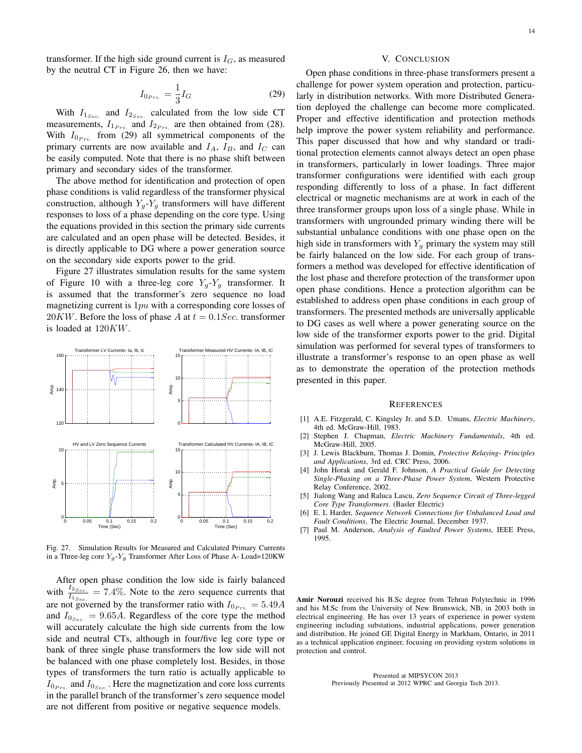transformer. If the high side ground current is $I_G$, as measured by the neutral CT in Figure 26, then we have:

$$I_{0_{Pri.}} = \frac{1}{3} I_G \tag{29}$$

With $I_{1_{Sec.}}$ and $I_{2_{Sec.}}$ calculated from the low side CT measurements, $I_{1_{Pri.}}$ and $I_{2_{Pri.}}$ are then obtained from (28). With $I_{0_{Pri.}}$ from (29) all symmetrical components of the primary currents are now available and $I_A$, $I_B$, and $I_C$ can be easily computed. Note that there is no phase shift between primary and secondary sides of the transformer.

The above method for identification and protection of open phase conditions is valid regardless of the transformer physical construction, although $Y_g$-$Y_g$ transformers will have different responses to loss of a phase depending on the core type. Using the equations provided in this section the primary side currents are calculated and an open phase will be detected. Besides, it is directly applicable to DG where a power generation source on the secondary side exports power to the grid.

Figure 27 illustrates simulation results for the same system of Figure 10 with a three-leg core $Y_g$-$Y_g$ transformer. It is assumed that the transformer's zero sequence no load magnetizing current is $1pu$ with a corresponding core losses of $20KW$. Before the loss of phase $A$ at $t = 0.1Sec.$ transformer is loaded at $120KW$.

Transformer LV Currents- Ia, Ib, Ic
160
140
120
Amp.

Transformer Measured HV Currents- IA, IB, IC
15
10
5
0
Amp.

HV and LV Zero Sequence Currents
10
5
0
Amp.
0 0.05 0.1 0.15 0.2
Time (Sec)

Transformer Calculated HV Currents- IA, IB, IC
15
10
5
0
Amp.
0 0.05 0.1 0.15 0.2
Time (Sec)

Fig. 27. Simulation Results for Measured and Calculated Primary Currents in a Three-leg core $Y_g$-$Y_g$ Transformer After Loss of Phase A- Load=120KW

After open phase condition the low side is fairly balanced with $\frac{I_{2_{Sec.}}}{I_{1_{Sec.}}} = 7.4\%$. Note to the zero sequence currents that are not governed by the transformer ratio with $I_{0_{Pri.}} = 5.49A$ and $I_{0_{Sec.}} = 9.65A$. Regardless of the core type the method will accurately calculate the high side currents from the low side and neutral CTs, although in four/five leg core type or bank of three single phase transformers the low side will not be balanced with one phase completely lost. Besides, in those types of transformers the turn ratio is actually applicable to $I_{0_{Pri.}}$ and $I_{0_{Sec.}}$. Here the magnetization and core loss currents in the parallel branch of the transformer's zero sequence model are not different from positive or negative sequence models.

## V. Conclusion

Open phase conditions in three-phase transformers present a challenge for power system operation and protection, particularly in distribution networks. With more Distributed Generation deployed the challenge can become more complicated. Proper and effective identification and protection methods help improve the power system reliability and performance. This paper discussed that how and why standard or traditional protection elements cannot always detect an open phase in transformers, particularly in lower loadings. Three major transformer configurations were identified with each group responding differently to loss of a phase. In fact different electrical or magnetic mechanisms are at work in each of the three transformer groups upon loss of a single phase. While in transformers with ungrounded primary winding there will be substantial unbalance conditions with one phase open on the high side in transformers with $Y_g$ primary the system may still be fairly balanced on the low side. For each group of transformers a method was developed for effective identification of the lost phase and therefore protection of the transformer upon open phase conditions. Hence a protection algorithm can be established to address open phase conditions in each group of transformers. The presented methods are universally applicable to DG cases as well where a power generating source on the low side of the transformer exports power to the grid. Digital simulation was performed for several types of transformers to illustrate a transformer's response to an open phase as well as to demonstrate the operation of the protection methods presented in this paper.

## References

[1] A.E. Fitzgerald, C. Kingsley Jr. and S.D. Umans, *Electric Machinery*, 4th ed. McGraw-Hill, 1983.

[2] Stephen J. Chapman, *Electric Machinery Fundamentals*, 4th ed. McGraw-Hill, 2005.

[3] J. Lewis Blackburn, Thomas J. Domin, *Protective Relaying- Principles and Applications*, 3rd ed. CRC Press, 2006.

[4] John Horak and Gerald F. Johnson, *A Practical Guide for Detecting Single-Phasing on a Three-Phase Power System*, Western Protective Relay Conference, 2002.

[5] Jialong Wang and Raluca Lascu, *Zero Sequence Circuit of Three-legged Core Type Transformers*. (Basler Electric)

[6] E. L Harder, *Sequence Network Connections for Unbalanced Load and Fault Conditions*, The Electric Journal, December 1937.

[7] Paul M. Anderson, *Analysis of Faulted Power Systems*, IEEE Press, 1995.

**Amir Norouzi** received his B.Sc degree from Tehran Polytechnic in 1996 and his M.Sc from the University of New Brunswick, NB, in 2003 both in electrical engineering. He has over 13 years of experience in power system engineering including substations, industrial applications, power generation and distribution. He joined GE Digital Energy in Markham, Ontario, in 2011 as a technical application engineer, focusing on providing system solutions in protection and control.

Presented at MIPSYCON 2013
Previously Presented at 2012 WPRC and Georgia Tech 2013.